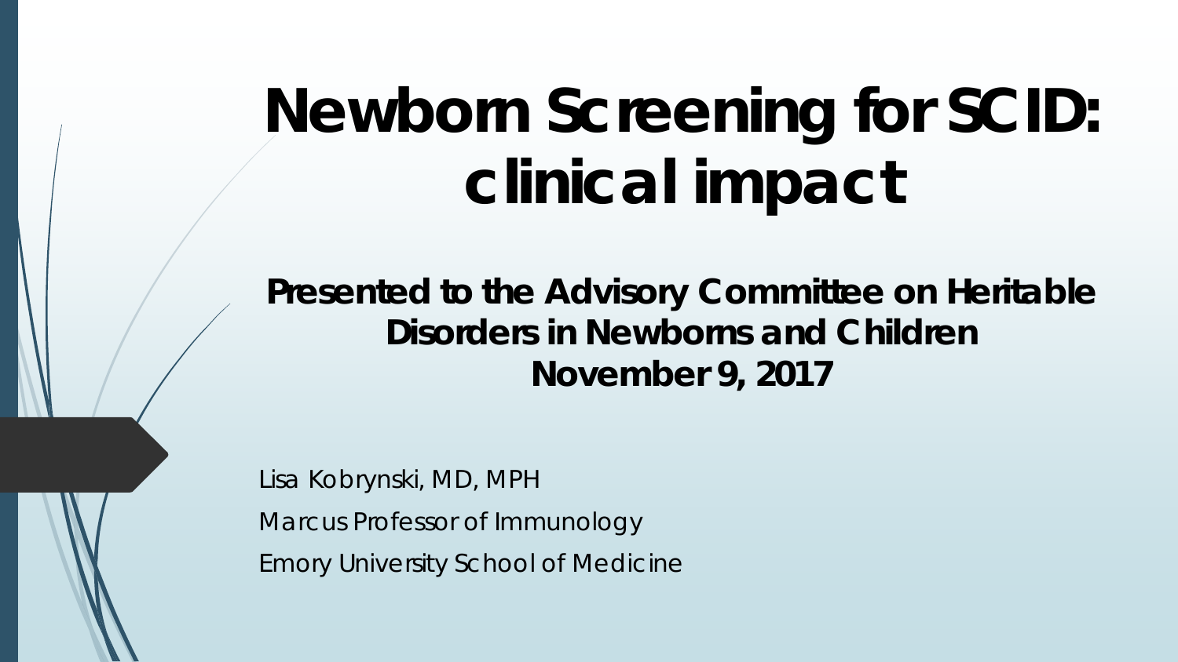# Newborn Screening for SCID: clinical impact

**Presented to the Advisory Committee on Heritable Disorders in Newborns and Children**
**November 9, 2017**

Lisa Kobrynski, MD, MPH

Marcus Professor of Immunology

Emory University School of Medicine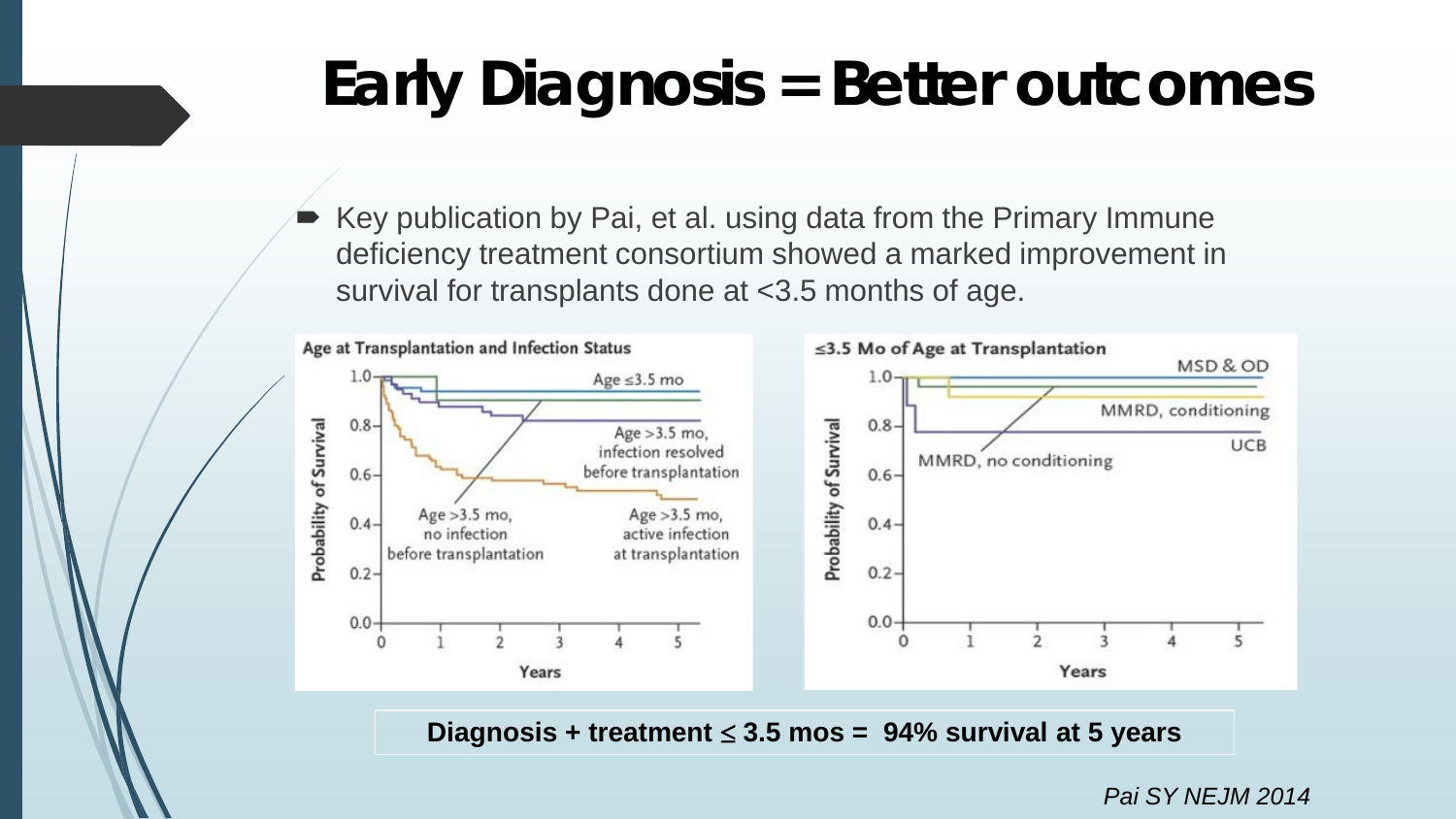# Early Diagnosis = Better outcomes

- Key publication by Pai, et al. using data from the Primary Immune deficiency treatment consortium showed a marked improvement in survival for transplants done at <3.5 months of age.

**Age at Transplantation and Infection Status**

Probability of Survival vs. Years (0–5): Age ≤3.5 mo; Age >3.5 mo, infection resolved before transplantation; Age >3.5 mo, no infection before transplantation; Age >3.5 mo, active infection at transplantation

**≤3.5 Mo of Age at Transplantation**

Probability of Survival vs. Years (0–5): MSD & OD; MMRD, conditioning; UCB; MMRD, no conditioning

**Diagnosis + treatment ≤ 3.5 mos = 94% survival at 5 years**

*Pai SY NEJM 2014*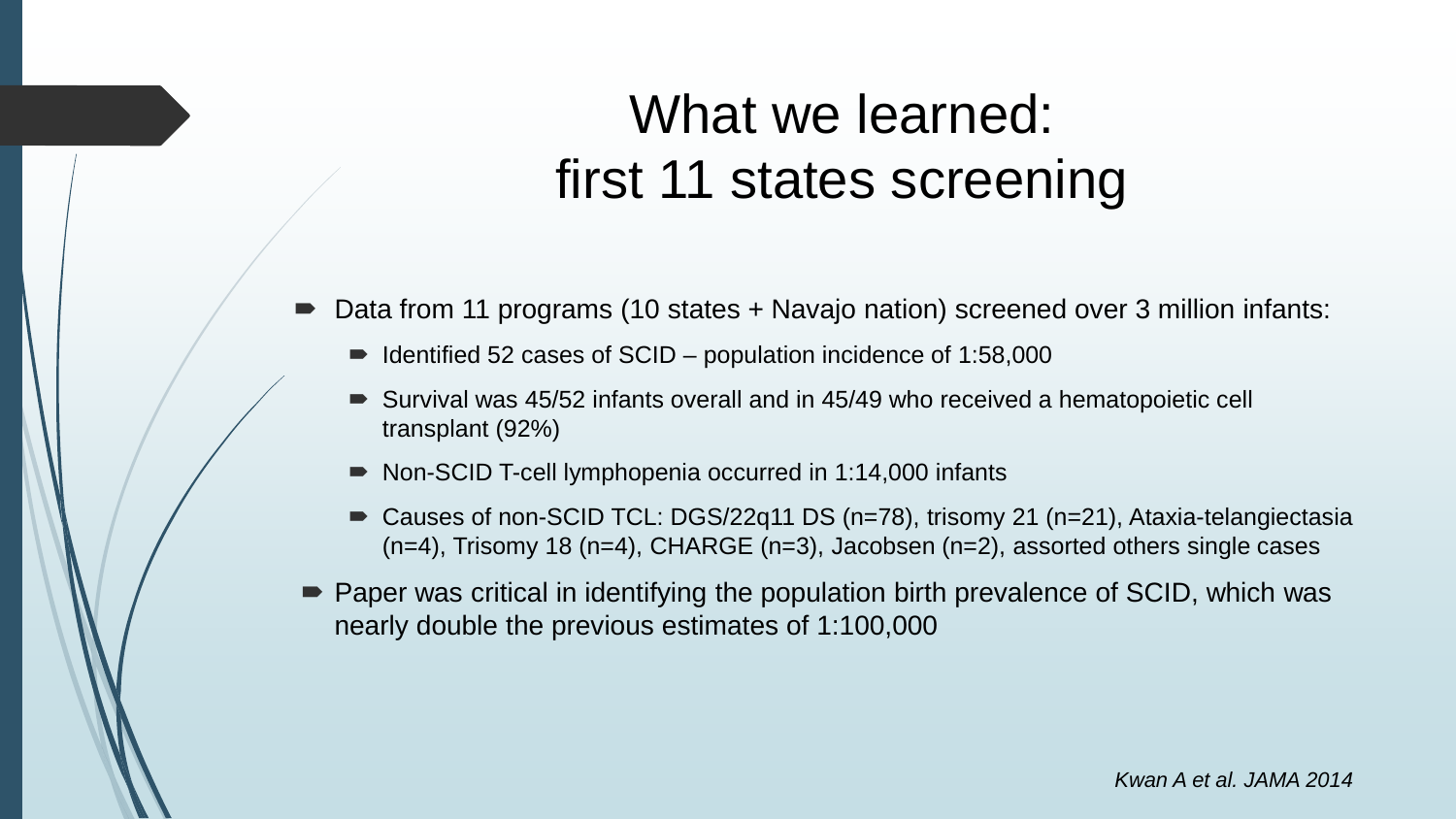# What we learned: first 11 states screening

- Data from 11 programs (10 states + Navajo nation) screened over 3 million infants:
  - Identified 52 cases of SCID – population incidence of 1:58,000
  - Survival was 45/52 infants overall and in 45/49 who received a hematopoietic cell transplant (92%)
  - Non-SCID T-cell lymphopenia occurred in 1:14,000 infants
  - Causes of non-SCID TCL: DGS/22q11 DS (n=78), trisomy 21 (n=21), Ataxia-telangiectasia (n=4), Trisomy 18 (n=4), CHARGE (n=3), Jacobsen (n=2), assorted others single cases
- Paper was critical in identifying the population birth prevalence of SCID, which was nearly double the previous estimates of 1:100,000

*Kwan A et al. JAMA 2014*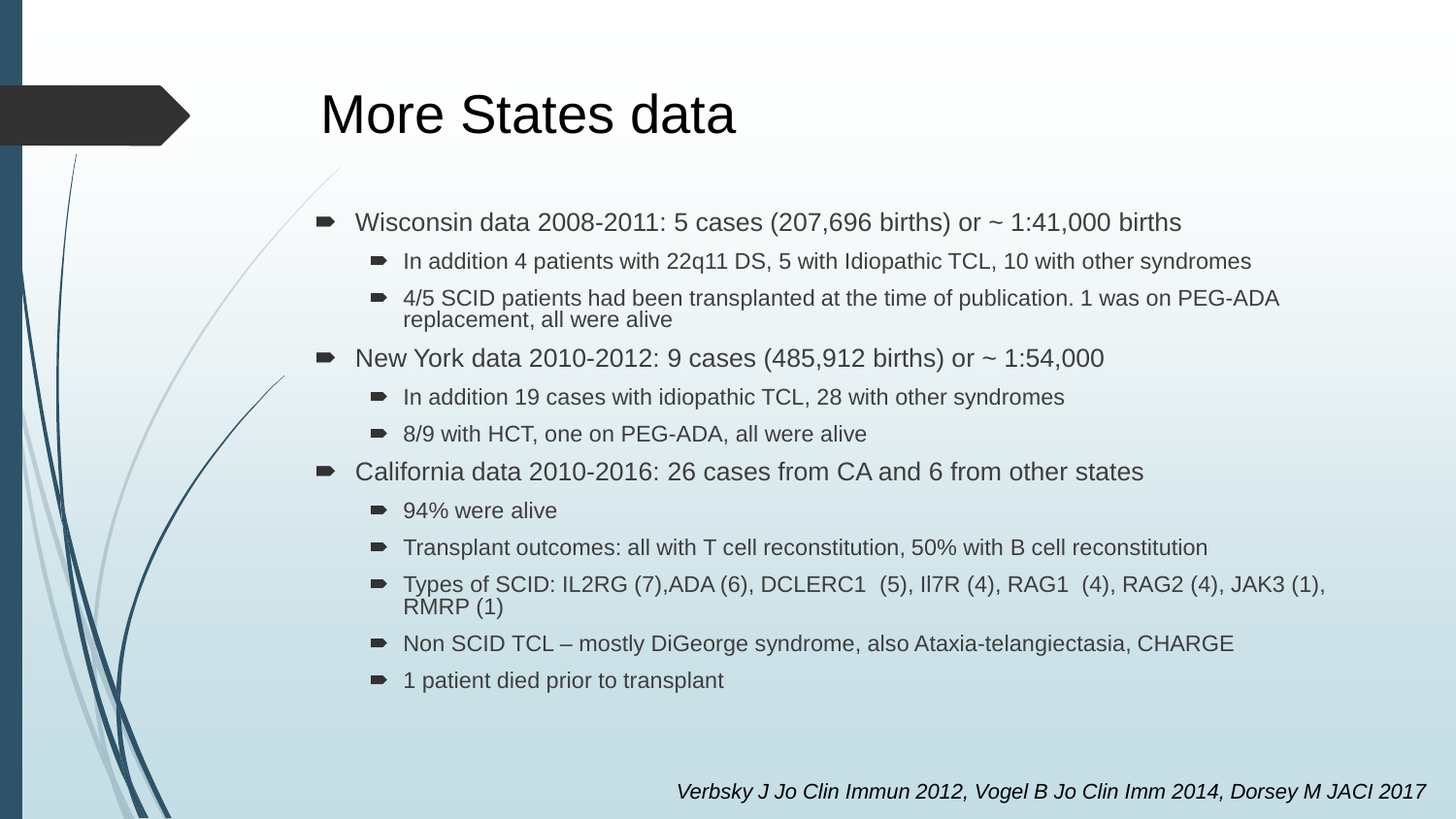# More States data

- Wisconsin data 2008-2011: 5 cases (207,696 births) or ~ 1:41,000 births
  - In addition 4 patients with 22q11 DS, 5 with Idiopathic TCL, 10 with other syndromes
  - 4/5 SCID patients had been transplanted at the time of publication. 1 was on PEG-ADA replacement, all were alive
- New York data 2010-2012: 9 cases (485,912 births) or ~ 1:54,000
  - In addition 19 cases with idiopathic TCL, 28 with other syndromes
  - 8/9 with HCT, one on PEG-ADA, all were alive
- California data 2010-2016: 26 cases from CA and 6 from other states
  - 94% were alive
  - Transplant outcomes: all with T cell reconstitution, 50% with B cell reconstitution
  - Types of SCID: IL2RG (7),ADA (6), DCLERC1 (5), Il7R (4), RAG1 (4), RAG2 (4), JAK3 (1), RMRP (1)
  - Non SCID TCL – mostly DiGeorge syndrome, also Ataxia-telangiectasia, CHARGE
  - 1 patient died prior to transplant

*Verbsky J Jo Clin Immun 2012, Vogel B Jo Clin Imm 2014, Dorsey M JACI 2017*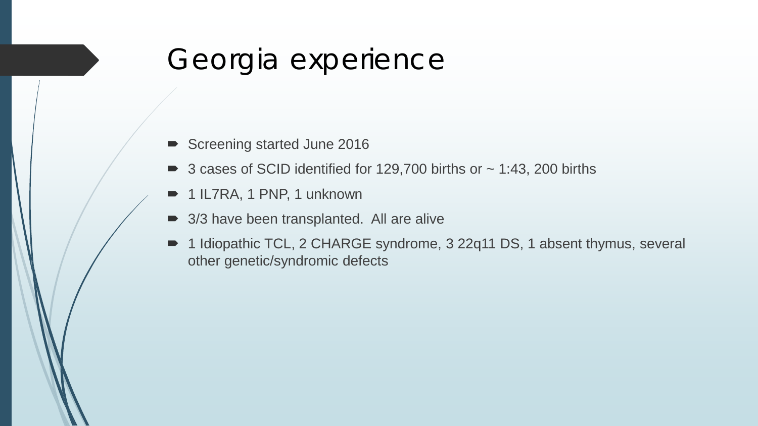# Georgia experience

- Screening started June 2016
- 3 cases of SCID identified for 129,700 births or ~ 1:43, 200 births
- 1 IL7RA, 1 PNP, 1 unknown
- 3/3 have been transplanted. All are alive
- 1 Idiopathic TCL, 2 CHARGE syndrome, 3 22q11 DS, 1 absent thymus, several other genetic/syndromic defects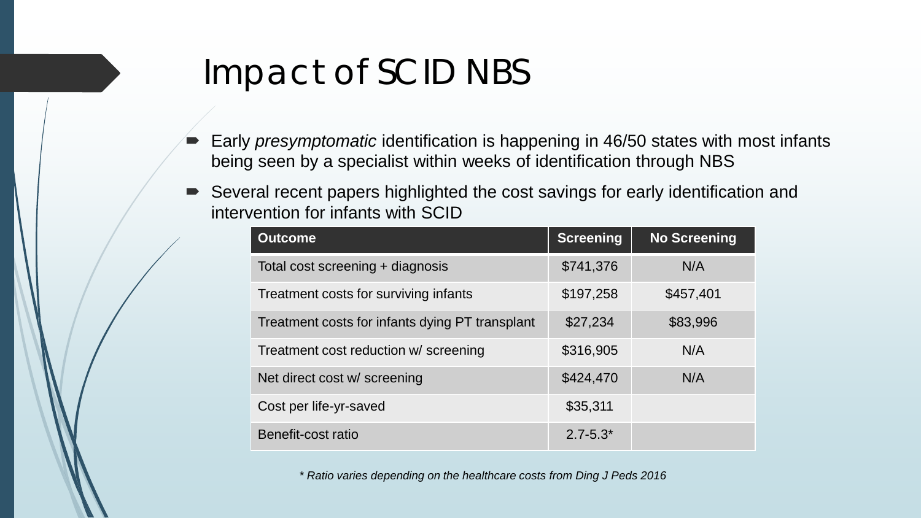# Impact of SCID NBS

- Early *presymptomatic* identification is happening in 46/50 states with most infants being seen by a specialist within weeks of identification through NBS
- Several recent papers highlighted the cost savings for early identification and intervention for infants with SCID

| Outcome | Screening | No Screening |
| --- | --- | --- |
| Total cost screening + diagnosis | $741,376 | N/A |
| Treatment costs for surviving infants | $197,258 | $457,401 |
| Treatment costs for infants dying PT transplant | $27,234 | $83,996 |
| Treatment cost reduction w/ screening | $316,905 | N/A |
| Net direct cost w/ screening | $424,470 | N/A |
| Cost per life-yr-saved | $35,311 | |
| Benefit-cost ratio | 2.7-5.3* | |

*\* Ratio varies depending on the healthcare costs from Ding J Peds 2016*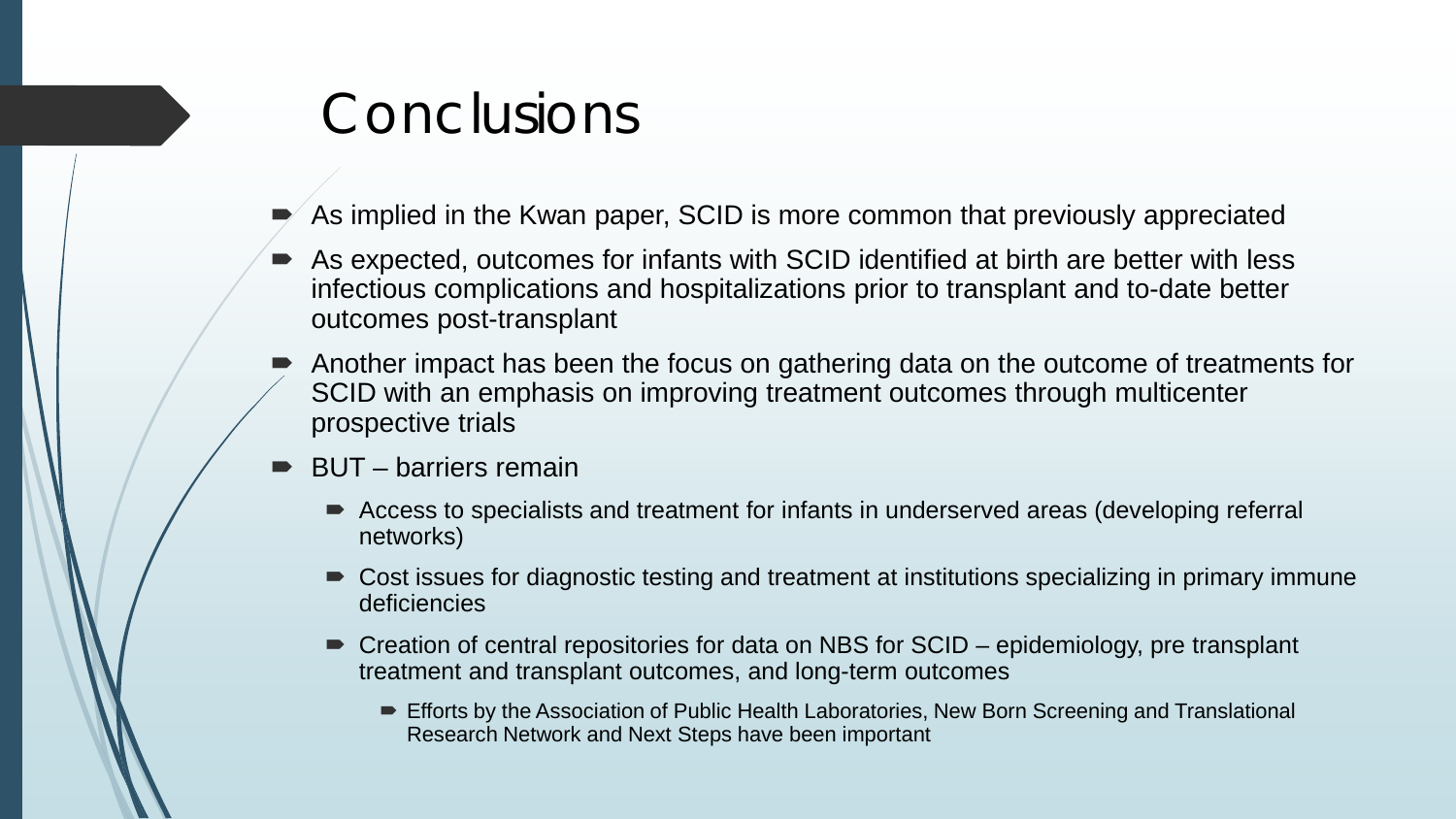# Conclusions

- As implied in the Kwan paper, SCID is more common that previously appreciated
- As expected, outcomes for infants with SCID identified at birth are better with less infectious complications and hospitalizations prior to transplant and to-date better outcomes post-transplant
- Another impact has been the focus on gathering data on the outcome of treatments for SCID with an emphasis on improving treatment outcomes through multicenter prospective trials
- BUT – barriers remain
  - Access to specialists and treatment for infants in underserved areas (developing referral networks)
  - Cost issues for diagnostic testing and treatment at institutions specializing in primary immune deficiencies
  - Creation of central repositories for data on NBS for SCID – epidemiology, pre transplant treatment and transplant outcomes, and long-term outcomes
    - Efforts by the Association of Public Health Laboratories, New Born Screening and Translational Research Network and Next Steps have been important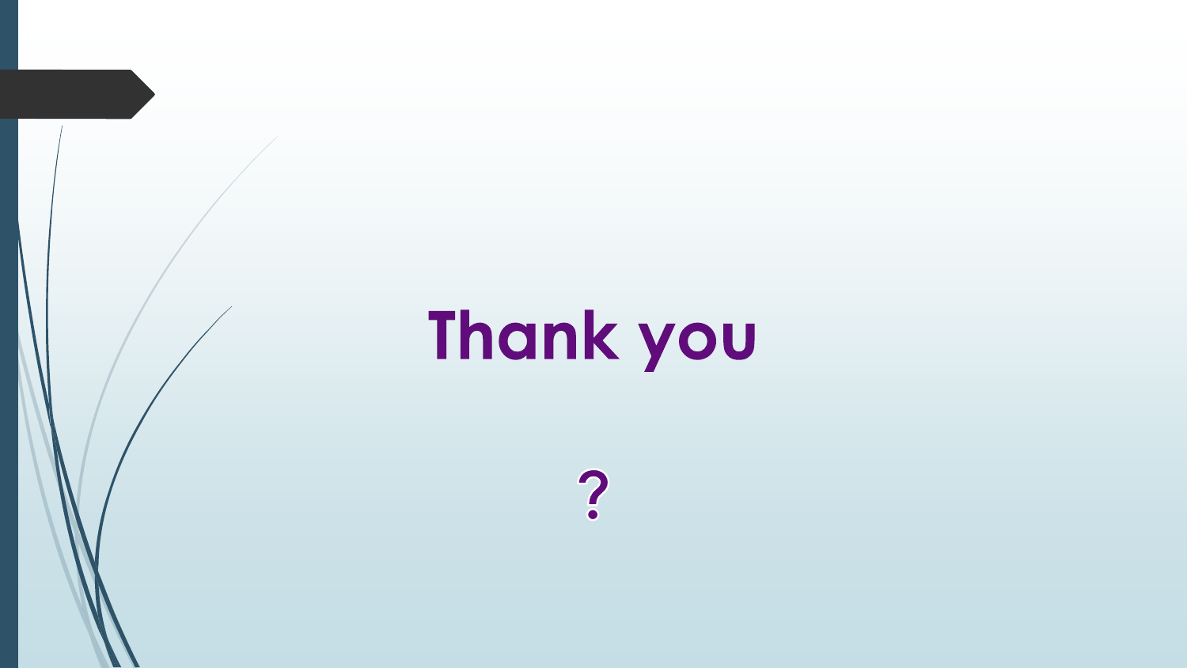# Thank you

?